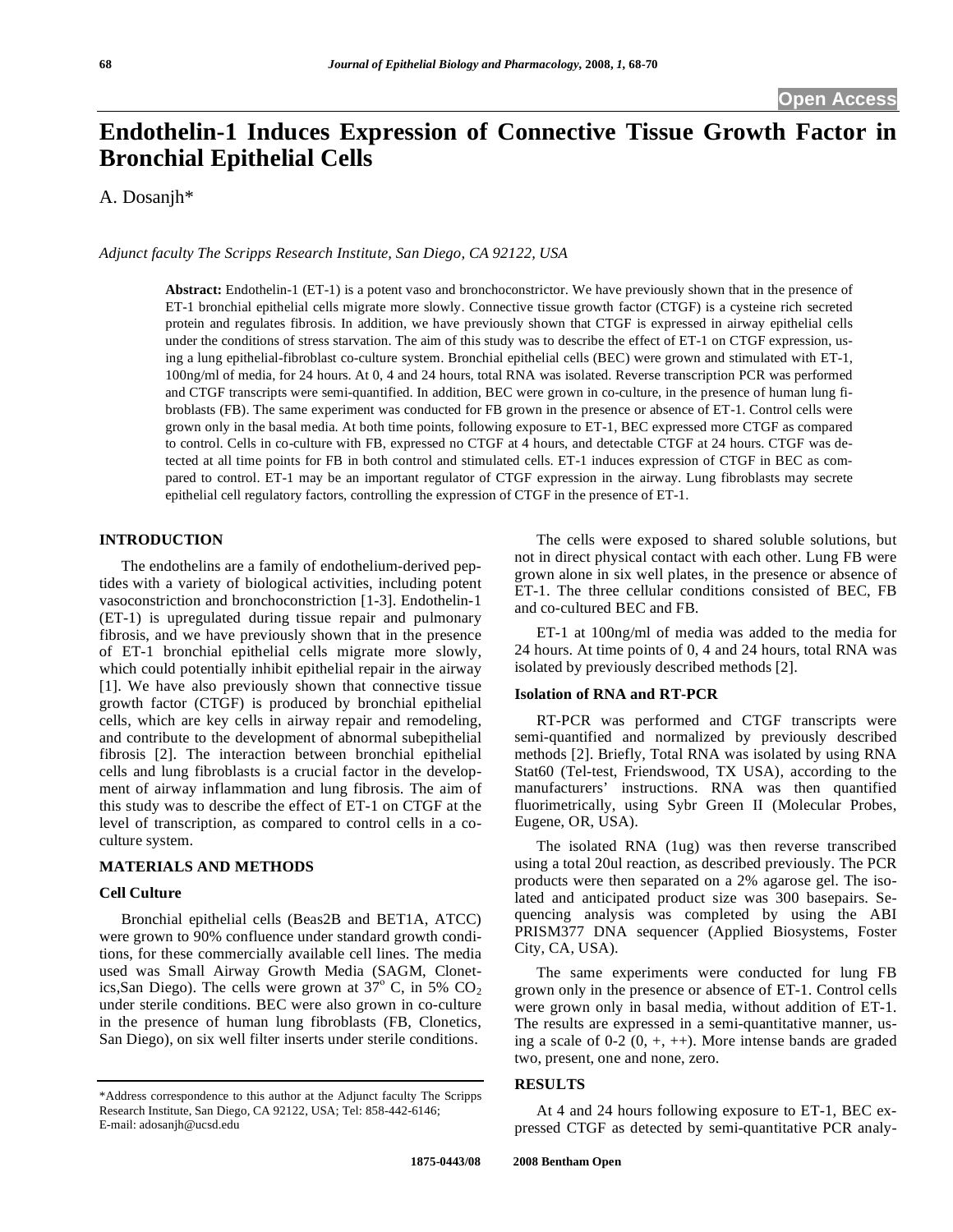Open Access

# Endothelin-1 Induces Expression of Connective Tissue Growth Factor in Bronchial Epithelial Cells

A. Dosanjh*

*Adjunct faculty The Scripps Research Institute, San Diego, CA 92122, USA*

**Abstract:** Endothelin-1 (ET-1) is a potent vaso and bronchoconstrictor. We have previously shown that in the presence of ET-1 bronchial epithelial cells migrate more slowly. Connective tissue growth factor (CTGF) is a cysteine rich secreted protein and regulates fibrosis. In addition, we have previously shown that CTGF is expressed in airway epithelial cells under the conditions of stress starvation. The aim of this study was to describe the effect of ET-1 on CTGF expression, using a lung epithelial-fibroblast co-culture system. Bronchial epithelial cells (BEC) were grown and stimulated with ET-1, 100ng/ml of media, for 24 hours. At 0, 4 and 24 hours, total RNA was isolated. Reverse transcription PCR was performed and CTGF transcripts were semi-quantified. In addition, BEC were grown in co-culture, in the presence of human lung fibroblasts (FB). The same experiment was conducted for FB grown in the presence or absence of ET-1. Control cells were grown only in the basal media. At both time points, following exposure to ET-1, BEC expressed more CTGF as compared to control. Cells in co-culture with FB, expressed no CTGF at 4 hours, and detectable CTGF at 24 hours. CTGF was detected at all time points for FB in both control and stimulated cells. ET-1 induces expression of CTGF in BEC as compared to control. ET-1 may be an important regulator of CTGF expression in the airway. Lung fibroblasts may secrete epithelial cell regulatory factors, controlling the expression of CTGF in the presence of ET-1.

## INTRODUCTION

The endothelins are a family of endothelium-derived peptides with a variety of biological activities, including potent vasoconstriction and bronchoconstriction [1-3]. Endothelin-1 (ET-1) is upregulated during tissue repair and pulmonary fibrosis, and we have previously shown that in the presence of ET-1 bronchial epithelial cells migrate more slowly, which could potentially inhibit epithelial repair in the airway [1]. We have also previously shown that connective tissue growth factor (CTGF) is produced by bronchial epithelial cells, which are key cells in airway repair and remodeling, and contribute to the development of abnormal subepithelial fibrosis [2]. The interaction between bronchial epithelial cells and lung fibroblasts is a crucial factor in the development of airway inflammation and lung fibrosis. The aim of this study was to describe the effect of ET-1 on CTGF at the level of transcription, as compared to control cells in a co-culture system.

## MATERIALS AND METHODS

### Cell Culture

Bronchial epithelial cells (Beas2B and BET1A, ATCC) were grown to 90% confluence under standard growth conditions, for these commercially available cell lines. The media used was Small Airway Growth Media (SAGM, Clonetics,San Diego). The cells were grown at $37^o$ C, in 5% $CO_2$ under sterile conditions. BEC were also grown in co-culture in the presence of human lung fibroblasts (FB, Clonetics, San Diego), on six well filter inserts under sterile conditions.

The cells were exposed to shared soluble solutions, but not in direct physical contact with each other. Lung FB were grown alone in six well plates, in the presence or absence of ET-1. The three cellular conditions consisted of BEC, FB and co-cultured BEC and FB.

ET-1 at 100ng/ml of media was added to the media for 24 hours. At time points of 0, 4 and 24 hours, total RNA was isolated by previously described methods [2].

### Isolation of RNA and RT-PCR

RT-PCR was performed and CTGF transcripts were semi-quantified and normalized by previously described methods [2]. Briefly, Total RNA was isolated by using RNA Stat60 (Tel-test, Friendswood, TX USA), according to the manufacturers' instructions. RNA was then quantified fluorimetrically, using Sybr Green II (Molecular Probes, Eugene, OR, USA).

The isolated RNA (1ug) was then reverse transcribed using a total 20ul reaction, as described previously. The PCR products were then separated on a 2% agarose gel. The isolated and anticipated product size was 300 basepairs. Sequencing analysis was completed by using the ABI PRISM377 DNA sequencer (Applied Biosystems, Foster City, CA, USA).

The same experiments were conducted for lung FB grown only in the presence or absence of ET-1. Control cells were grown only in basal media, without addition of ET-1. The results are expressed in a semi-quantitative manner, using a scale of 0-2 (0, +, ++). More intense bands are graded two, present, one and none, zero.

## RESULTS

At 4 and 24 hours following exposure to ET-1, BEC expressed CTGF as detected by semi-quantitative PCR analy-

*Address correspondence to this author at the Adjunct faculty The Scripps Research Institute, San Diego, CA 92122, USA; Tel: 858-442-6146; E-mail: adosanjh@ucsd.edu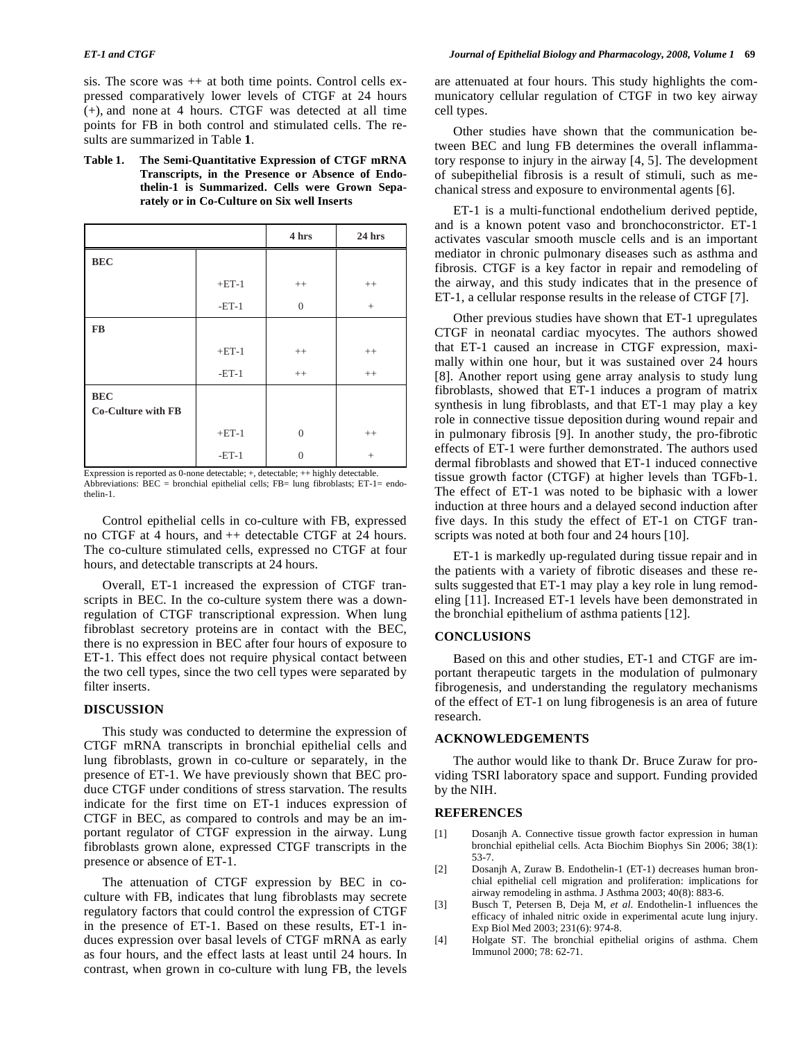sis. The score was ++ at both time points. Control cells expressed comparatively lower levels of CTGF at 24 hours (+), and none at 4 hours. CTGF was detected at all time points for FB in both control and stimulated cells. The results are summarized in Table **1**.

**Table 1. The Semi-Quantitative Expression of CTGF mRNA Transcripts, in the Presence or Absence of Endothelin-1 is Summarized. Cells were Grown Separately or in Co-Culture on Six well Inserts**

| | | 4 hrs | 24 hrs |
|---|---|---|---|
| **BEC** | | | |
| | +ET-1 | ++ | ++ |
| | -ET-1 | 0 | + |
| **FB** | | | |
| | +ET-1 | ++ | ++ |
| | -ET-1 | ++ | ++ |
| **BEC Co-Culture with FB** | | | |
| | +ET-1 | 0 | ++ |
| | -ET-1 | 0 | + |

Expression is reported as 0-none detectable; +, detectable; ++ highly detectable.
Abbreviations: BEC = bronchial epithelial cells; FB= lung fibroblasts; ET-1= endothelin-1.

Control epithelial cells in co-culture with FB, expressed no CTGF at 4 hours, and ++ detectable CTGF at 24 hours. The co-culture stimulated cells, expressed no CTGF at four hours, and detectable transcripts at 24 hours.

Overall, ET-1 increased the expression of CTGF transcripts in BEC. In the co-culture system there was a down-regulation of CTGF transcriptional expression. When lung fibroblast secretory proteins are in contact with the BEC, there is no expression in BEC after four hours of exposure to ET-1. This effect does not require physical contact between the two cell types, since the two cell types were separated by filter inserts.

## DISCUSSION

This study was conducted to determine the expression of CTGF mRNA transcripts in bronchial epithelial cells and lung fibroblasts, grown in co-culture or separately, in the presence of ET-1. We have previously shown that BEC produce CTGF under conditions of stress starvation. The results indicate for the first time on ET-1 induces expression of CTGF in BEC, as compared to controls and may be an important regulator of CTGF expression in the airway. Lung fibroblasts grown alone, expressed CTGF transcripts in the presence or absence of ET-1.

The attenuation of CTGF expression by BEC in co-culture with FB, indicates that lung fibroblasts may secrete regulatory factors that could control the expression of CTGF in the presence of ET-1. Based on these results, ET-1 induces expression over basal levels of CTGF mRNA as early as four hours, and the effect lasts at least until 24 hours. In contrast, when grown in co-culture with lung FB, the levels are attenuated at four hours. This study highlights the communicatory cellular regulation of CTGF in two key airway cell types.

Other studies have shown that the communication between BEC and lung FB determines the overall inflammatory response to injury in the airway [4, 5]. The development of subepithelial fibrosis is a result of stimuli, such as mechanical stress and exposure to environmental agents [6].

ET-1 is a multi-functional endothelium derived peptide, and is a known potent vaso and bronchoconstrictor. ET-1 activates vascular smooth muscle cells and is an important mediator in chronic pulmonary diseases such as asthma and fibrosis. CTGF is a key factor in repair and remodeling of the airway, and this study indicates that in the presence of ET-1, a cellular response results in the release of CTGF [7].

Other previous studies have shown that ET-1 upregulates CTGF in neonatal cardiac myocytes. The authors showed that ET-1 caused an increase in CTGF expression, maximally within one hour, but it was sustained over 24 hours [8]. Another report using gene array analysis to study lung fibroblasts, showed that ET-1 induces a program of matrix synthesis in lung fibroblasts, and that ET-1 may play a key role in connective tissue deposition during wound repair and in pulmonary fibrosis [9]. In another study, the pro-fibrotic effects of ET-1 were further demonstrated. The authors used dermal fibroblasts and showed that ET-1 induced connective tissue growth factor (CTGF) at higher levels than TGFb-1. The effect of ET-1 was noted to be biphasic with a lower induction at three hours and a delayed second induction after five days. In this study the effect of ET-1 on CTGF transcripts was noted at both four and 24 hours [10].

ET-1 is markedly up-regulated during tissue repair and in the patients with a variety of fibrotic diseases and these results suggested that ET-1 may play a key role in lung remodeling [11]. Increased ET-1 levels have been demonstrated in the bronchial epithelium of asthma patients [12].

## CONCLUSIONS

Based on this and other studies, ET-1 and CTGF are important therapeutic targets in the modulation of pulmonary fibrogenesis, and understanding the regulatory mechanisms of the effect of ET-1 on lung fibrogenesis is an area of future research.

## ACKNOWLEDGEMENTS

The author would like to thank Dr. Bruce Zuraw for providing TSRI laboratory space and support. Funding provided by the NIH.

## REFERENCES

[1] Dosanjh A. Connective tissue growth factor expression in human bronchial epithelial cells. Acta Biochim Biophys Sin 2006; 38(1): 53-7.

[2] Dosanjh A, Zuraw B. Endothelin-1 (ET-1) decreases human bronchial epithelial cell migration and proliferation: implications for airway remodeling in asthma. J Asthma 2003; 40(8): 883-6.

[3] Busch T, Petersen B, Deja M, *et al.* Endothelin-1 influences the efficacy of inhaled nitric oxide in experimental acute lung injury. Exp Biol Med 2003; 231(6): 974-8.

[4] Holgate ST. The bronchial epithelial origins of asthma. Chem Immunol 2000; 78: 62-71.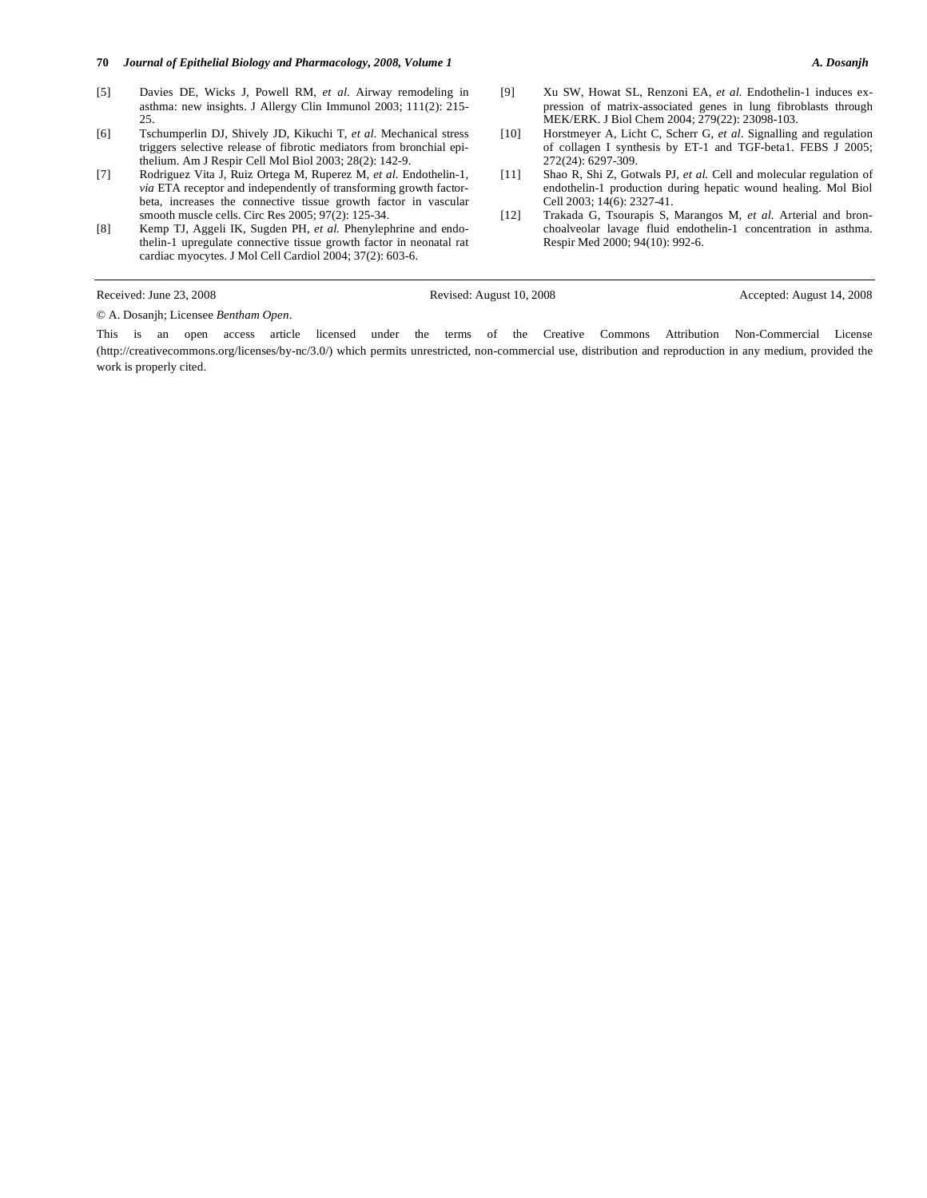[5] Davies DE, Wicks J, Powell RM, *et al*. Airway remodeling in asthma: new insights. J Allergy Clin Immunol 2003; 111(2): 215-25.

[6] Tschumperlin DJ, Shively JD, Kikuchi T, *et al*. Mechanical stress triggers selective release of fibrotic mediators from bronchial epithelium. Am J Respir Cell Mol Biol 2003; 28(2): 142-9.

[7] Rodriguez Vita J, Ruiz Ortega M, Ruperez M, *et al.* Endothelin-1, *via* ETA receptor and independently of transforming growth factor-beta, increases the connective tissue growth factor in vascular smooth muscle cells. Circ Res 2005; 97(2): 125-34.

[8] Kemp TJ, Aggeli IK, Sugden PH, *et al.* Phenylephrine and endothelin-1 upregulate connective tissue growth factor in neonatal rat cardiac myocytes. J Mol Cell Cardiol 2004; 37(2): 603-6.

[9] Xu SW, Howat SL, Renzoni EA, *et al.* Endothelin-1 induces expression of matrix-associated genes in lung fibroblasts through MEK/ERK. J Biol Chem 2004; 279(22): 23098-103.

[10] Horstmeyer A, Licht C, Scherr G, *et al*. Signalling and regulation of collagen I synthesis by ET-1 and TGF-beta1. FEBS J 2005; 272(24): 6297-309.

[11] Shao R, Shi Z, Gotwals PJ, *et al.* Cell and molecular regulation of endothelin-1 production during hepatic wound healing. Mol Biol Cell 2003; 14(6): 2327-41.

[12] Trakada G, Tsourapis S, Marangos M, *et al.* Arterial and bronchoalveolar lavage fluid endothelin-1 concentration in asthma. Respir Med 2000; 94(10): 992-6.

---

Received: June 23, 2008 Revised: August 10, 2008 Accepted: August 14, 2008

© A. Dosanjh; Licensee *Bentham Open*.

This is an open access article licensed under the terms of the Creative Commons Attribution Non-Commercial License (http://creativecommons.org/licenses/by-nc/3.0/) which permits unrestricted, non-commercial use, distribution and reproduction in any medium, provided the work is properly cited.